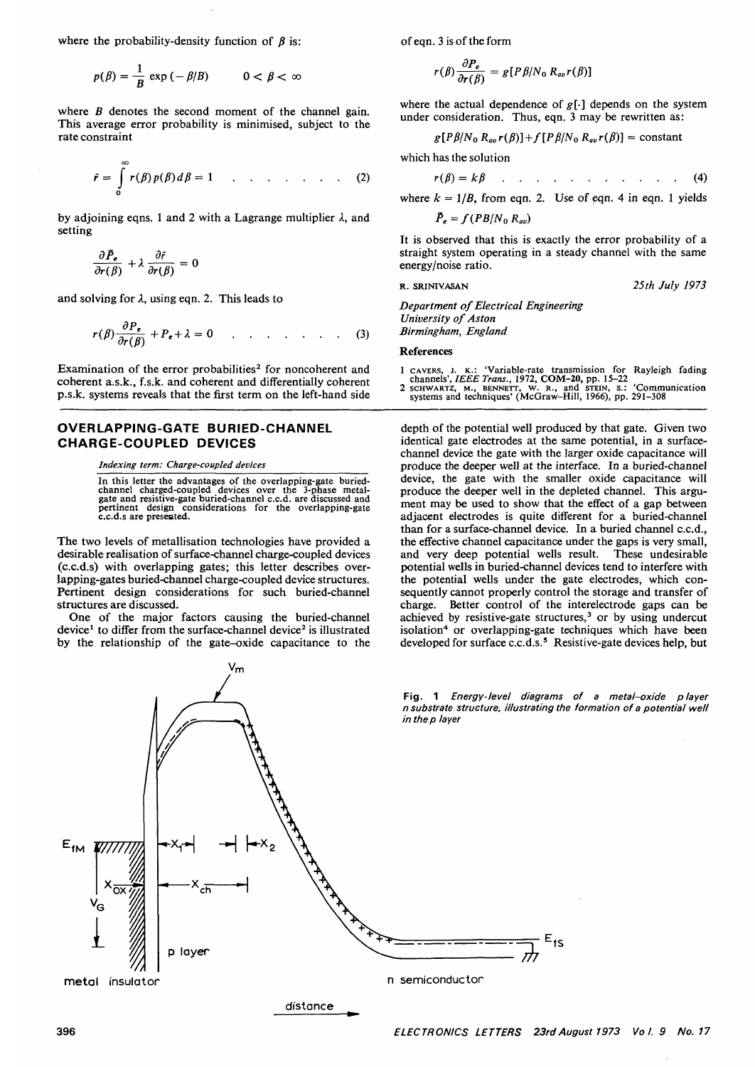where the probability-density function of $\beta$ is:

$$p(\beta) = \frac{1}{B} \exp(-\beta/B) \qquad 0 < \beta < \infty$$

where $B$ denotes the second moment of the channel gain. This average error probability is minimised, subject to the rate constraint

$$\bar{r} = \int_0^\infty r(\beta)\, p(\beta)\, d\beta = 1 \quad . \quad . \quad . \quad . \quad . \quad . \quad . \quad (2)$$

by adjoining eqns. 1 and 2 with a Lagrange multiplier $\lambda$, and setting

$$\frac{\partial \bar{P}_e}{\partial r(\beta)} + \lambda \frac{\partial \bar{r}}{\partial r(\beta)} = 0$$

and solving for $\lambda$, using eqn. 2. This leads to

$$r(\beta) \frac{\partial P_e}{\partial r(\beta)} + P_e + \lambda = 0 \quad . \quad . \quad . \quad . \quad . \quad . \quad . \quad (3)$$

Examination of the error probabilities[2] for noncoherent and coherent a.s.k., f.s.k. and coherent and differentially coherent p.s.k. systems reveals that the first term on the left-hand side of eqn. 3 is of the form

$$r(\beta) \frac{\partial P_e}{\partial r(\beta)} = g[P\beta/N_0 R_{av} r(\beta)]$$

where the actual dependence of $g[\cdot]$ depends on the system under consideration. Thus, eqn. 3 may be rewritten as:

$$g[P\beta/N_0 R_{av} r(\beta)] + f[P\beta/N_0 R_{av} r(\beta)] = \text{constant}$$

which has the solution

$$r(\beta) = k\beta \quad . \quad . \quad . \quad . \quad . \quad . \quad . \quad . \quad . \quad . \quad . \quad . \quad (4)$$

where $k = 1/B$, from eqn. 2. Use of eqn. 4 in eqn. 1 yields

$$\bar{P}_e = f(PB/N_0 R_{av})$$

It is observed that this is exactly the error probability of a straight system operating in a steady channel with the same energy/noise ratio.

R. SRINIVASAN

25th July 1973

*Department of Electrical Engineering*
*University of Aston*
*Birmingham, England*

### References

1 CAVERS, J. K.: 'Variable-rate transmission for Rayleigh fading channels', *IEEE Trans.*, 1972, **COM-20**, pp. 15–22

2 SCHWARTZ, M., BENNETT, W. R., and STEIN, S.: 'Communication systems and techniques' (McGraw-Hill, 1966), pp. 291–308

## OVERLAPPING-GATE BURIED-CHANNEL CHARGE-COUPLED DEVICES

*Indexing term: Charge-coupled devices*

In this letter the advantages of the overlapping-gate buried-channel charged-coupled devices over the 3-phase metal-gate and resistive-gate buried-channel c.c.d. are discussed and pertinent design considerations for the overlapping-gate c.c.d.s are presented.

The two levels of metallisation technologies have provided a desirable realisation of surface-channel charge-coupled devices (c.c.d.s) with overlapping gates; this letter describes overlapping-gates buried-channel charge-coupled device structures. Pertinent design considerations for such buried-channel structures are discussed.

One of the major factors causing the buried-channel device[1] to differ from the surface-channel device[2] is illustrated by the relationship of the gate–oxide capacitance to the depth of the potential well produced by that gate. Given two identical gate electrodes at the same potential, in a surface-channel device the gate with the larger oxide capacitance will produce the deeper well at the interface. In a buried-channel device, the gate with the smaller oxide capacitance will produce the deeper well in the depleted channel. This argument may be used to show that the effect of a gap between adjacent electrodes is quite different for a buried-channel than for a surface-channel device. In a buried channel c.c.d., the effective channel capacitance under the gaps is very small, and very deep potential wells result. These undesirable potential wells in buried-channel devices tend to interfere with the potential wells under the gate electrodes, which consequently cannot properly control the storage and transfer of charge. Better control of the interelectrode gaps can be achieved by resistive-gate structures,[3] or by using undercut isolation[4] or overlapping-gate techniques which have been developed for surface c.c.d.s.[5] Resistive-gate devices help, but

Fig. 1 *Energy-level diagrams of a metal–oxide p layer n substrate structure, illustrating the formation of a potential well in the p layer*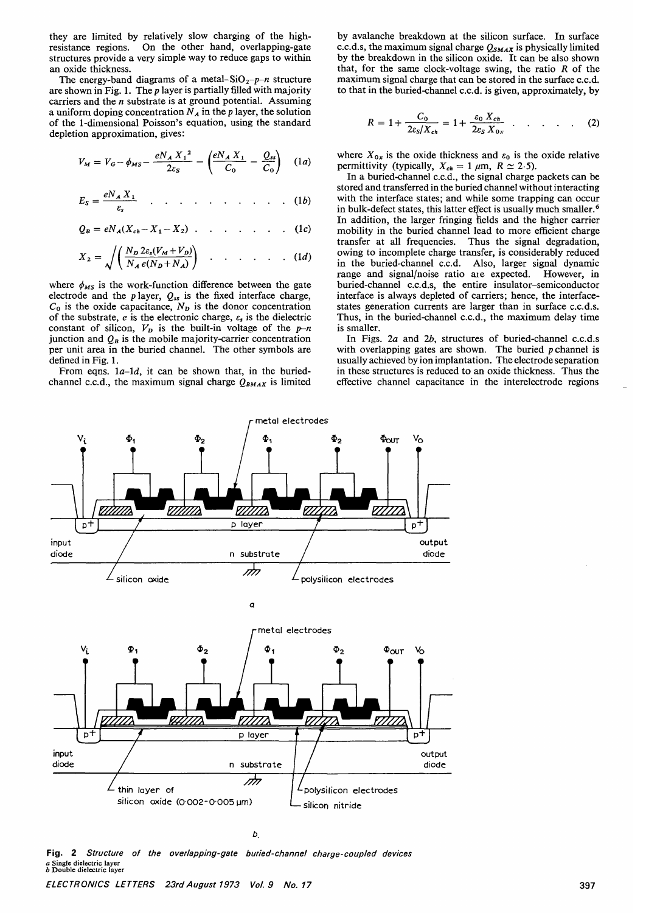they are limited by relatively slow charging of the high-resistance regions. On the other hand, overlapping-gate structures provide a very simple way to reduce gaps to within an oxide thickness.

The energy-band diagrams of a metal–$SiO_2$–$p$–$n$ structure are shown in Fig. 1. The $p$ layer is partially filled with majority carriers and the $n$ substrate is at ground potential. Assuming a uniform doping concentration $N_A$ in the $p$ layer, the solution of the 1-dimensional Poisson's equation, using the standard depletion approximation, gives:

$$V_M = V_G - \phi_{MS} - \frac{eN_A X_1^2}{2\varepsilon_S} - \left(\frac{eN_A X_1}{C_O} - \frac{Q_{ss}}{C_O}\right) \quad (1a)$$

$$E_S = \frac{eN_A X_1}{\varepsilon_s} \quad (1b)$$

$$Q_B = eN_A(X_{ch} - X_1 - X_2) \quad (1c)$$

$$X_2 = \sqrt{\left(\frac{N_D 2\varepsilon_s(V_M + V_D)}{N_A e(N_D + N_A)}\right)} \quad (1d)$$

where $\phi_{MS}$ is the work-function difference between the gate electrode and the $p$ layer, $Q_{ss}$ is the fixed interface charge, $C_O$ is the oxide capacitance, $N_D$ is the donor concentration of the substrate, $e$ is the electronic charge, $\varepsilon_s$ is the dielectric constant of silicon, $V_D$ is the built-in voltage of the $p$–$n$ junction and $Q_B$ is the mobile majority-carrier concentration per unit area in the buried channel. The other symbols are defined in Fig. 1.

From eqns. 1a–1d, it can be shown that, in the buried-channel c.c.d., the maximum signal charge $Q_{BMAX}$ is limited by avalanche breakdown at the silicon surface. In surface c.c.d.s, the maximum signal charge $Q_{SMAX}$ is physically limited by the breakdown in the silicon oxide. It can be also shown that, for the same clock-voltage swing, the ratio $R$ of the maximum signal charge that can be stored in the surface c.c.d. to that in the buried-channel c.c.d. is given, approximately, by

$$R = 1 + \frac{C_O}{2\varepsilon_S/X_{ch}} = 1 + \frac{\varepsilon_O X_{ch}}{2\varepsilon_S X_{Ox}} \quad (2)$$

where $X_{Ox}$ is the oxide thickness and $\varepsilon_O$ is the oxide relative permittivity (typically, $X_{ch} = 1\ \mu m$, $R \simeq 2.5$).

In a buried-channel c.c.d., the signal charge packets can be stored and transferred in the buried channel without interacting with the interface states; and while some trapping can occur in bulk-defect states, this latter effect is usually much smaller.[6] In addition, the larger fringing fields and the higher carrier mobility in the buried channel lead to more efficient charge transfer at all frequencies. Thus the signal degradation, owing to incomplete charge transfer, is considerably reduced in the buried-channel c.c.d. Also, larger signal dynamic range and signal/noise ratio are expected. However, in buried-channel c.c.d.s, the entire insulator–semiconductor interface is always depleted of carriers; hence, the interface-states generation currents are larger than in surface c.c.d.s. Thus, in the buried-channel c.c.d., the maximum delay time is smaller.

In Figs. 2a and 2b, structures of buried-channel c.c.d.s with overlapping gates are shown. The buried $p$ channel is usually achieved by ion implantation. The electrode separation in these structures is reduced to an oxide thickness. Thus the effective channel capacitance in the interelectrode regions

**Fig. 2** *Structure of the overlapping-gate buried-channel charge-coupled devices*
*a* Single dielectric layer
*b* Double dielectric layer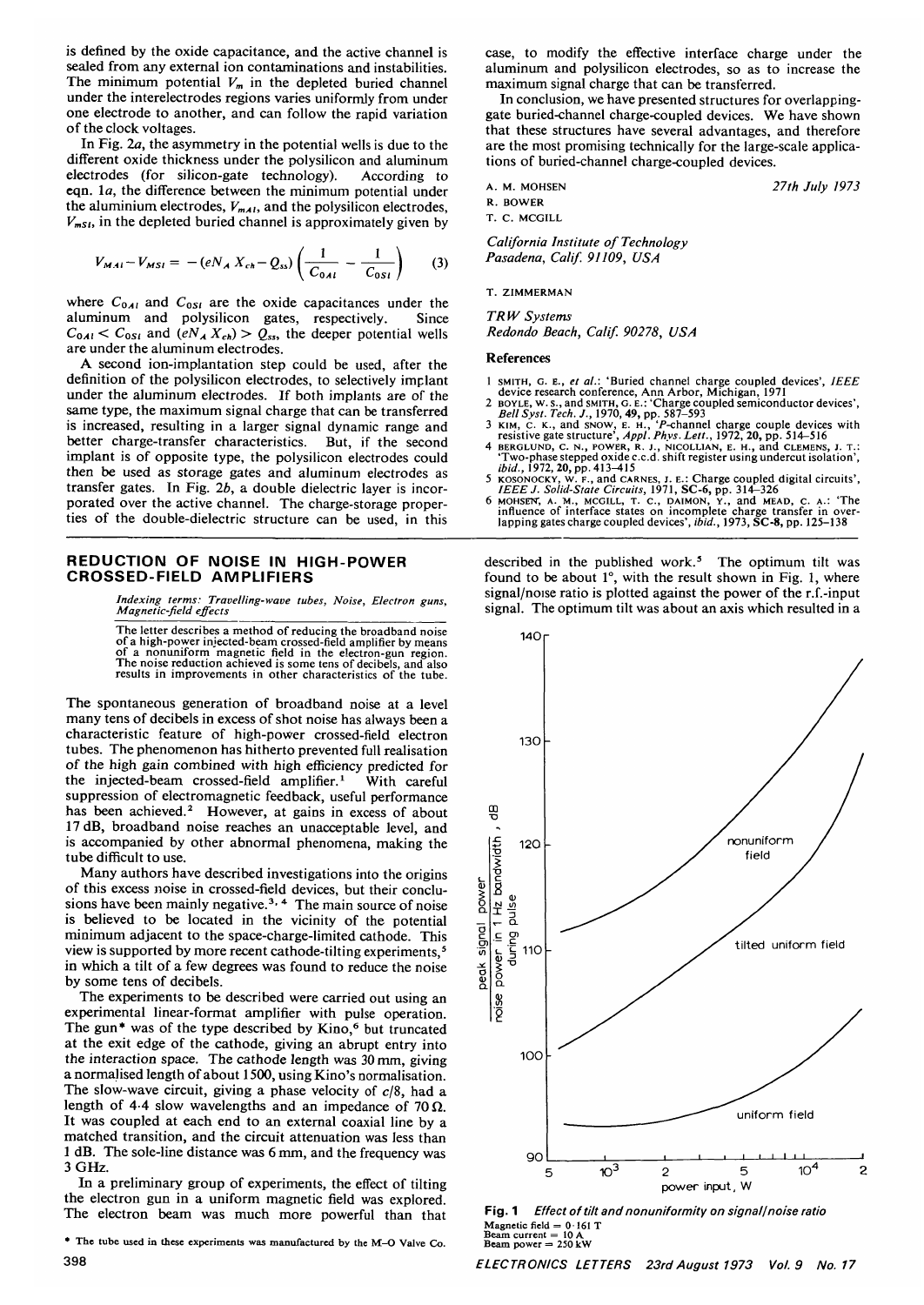is defined by the oxide capacitance, and the active channel is sealed from any external ion contaminations and instabilities. The minimum potential $V_m$ in the depleted buried channel under the interelectrodes regions varies uniformly from under one electrode to another, and can follow the rapid variation of the clock voltages.

In Fig. 2a, the asymmetry in the potential wells is due to the different oxide thickness under the polysilicon and aluminum electrodes (for silicon-gate technology). According to eqn. 1a, the difference between the minimum potential under the aluminium electrodes, $V_{mAl}$, and the polysilicon electrodes, $V_{mSi}$, in the depleted buried channel is approximately given by

$$V_{MAl} - V_{MSi} = -(eN_A X_{ch} - Q_{ss})\left(\frac{1}{C_{OAl}} - \frac{1}{C_{OSi}}\right) \qquad (3)$$

where $C_{OAl}$ and $C_{OSi}$ are the oxide capacitances under the aluminum and polysilicon gates, respectively. Since $C_{OAl} < C_{OSi}$ and $(eN_A X_{ch}) > Q_{ss}$, the deeper potential wells are under the aluminum electrodes.

A second ion-implantation step could be used, after the definition of the polysilicon electrodes, to selectively implant under the aluminum electrodes. If both implants are of the same type, the maximum signal charge that can be transferred is increased, resulting in a larger signal dynamic range and better charge-transfer characteristics. But, if the second implant is of opposite type, the polysilicon electrodes could then be used as storage gates and aluminum electrodes as transfer gates. In Fig. 2b, a double dielectric layer is incorporated over the active channel. The charge-storage properties of the double-dielectric structure can be used, in this case, to modify the effective interface charge under the aluminum and polysilicon electrodes, so as to increase the maximum signal charge that can be transferred.

In conclusion, we have presented structures for overlapping-gate buried-channel charge-coupled devices. We have shown that these structures have several advantages, and therefore are the most promising technically for the large-scale applications of buried-channel charge-coupled devices.

A. M. MOHSEN
R. BOWER
T. C. MCGILL

27th July 1973

*California Institute of Technology*
*Pasadena, Calif. 91109, USA*

T. ZIMMERMAN

*TRW Systems*
*Redondo Beach, Calif. 90278, USA*

## References

1. SMITH, G. E., *et al.*: 'Buried channel charge coupled devices', *IEEE* device research conference, Ann Arbor, Michigan, 1971
2. BOYLE, W. S., and SMITH, G. E.: 'Charge coupled semiconductor devices', *Bell Syst. Tech. J.*, 1970, **49**, pp. 587–593
3. KIM, C. K., and SNOW, E. H., '*P*-channel charge couple devices with resistive gate structure', *Appl. Phys. Lett.*, 1972, **20**, pp. 514–516
4. BERGLUND, C. N., POWER, R. J., NICOLLIAN, E. H., and CLEMENS, J. T.: 'Two-phase stepped oxide c.c.d. shift register using undercut isolation', *ibid.*, 1972, **20**, pp. 413–415
5. KOSONOCKY, W. F., and CARNES, J. E.: Charge coupled digital circuits', *IEEE J. Solid-State Circuits*, 1971, **SC-6**, pp. 314–326
6. MOHSEN, A. M., MCGILL, T. C., DAIMON, Y., and MEAD, C. A.: 'The influence of interface states on incomplete charge transfer in overlapping gates charge coupled devices', *ibid.*, 1973, **SC-8**, pp. 125–138

# REDUCTION OF NOISE IN HIGH-POWER CROSSED-FIELD AMPLIFIERS

*Indexing terms: Travelling-wave tubes, Noise, Electron guns, Magnetic-field effects*

The letter describes a method of reducing the broadband noise of a high-power injected-beam crossed-field amplifier by means of a nonuniform magnetic field in the electron-gun region. The noise reduction achieved is some tens of decibels, and also results in improvements in other characteristics of the tube.

The spontaneous generation of broadband noise at a level many tens of decibels in excess of shot noise has always been a characteristic feature of high-power crossed-field electron tubes. The phenomenon has hitherto prevented full realisation of the high gain combined with high efficiency predicted for the injected-beam crossed-field amplifier.[1] With careful suppression of electromagnetic feedback, useful performance has been achieved.[2] However, at gains in excess of about 17 dB, broadband noise reaches an unacceptable level, and is accompanied by other abnormal phenomena, making the tube difficult to use.

Many authors have described investigations into the origins of this excess noise in crossed-field devices, but their conclusions have been mainly negative.[3,4] The main source of noise is believed to be located in the vicinity of the potential minimum adjacent to the space-charge-limited cathode. This view is supported by more recent cathode-tilting experiments,[5] in which a tilt of a few degrees was found to reduce the noise by some tens of decibels.

The experiments to be described were carried out using an experimental linear-format amplifier with pulse operation. The gun* was of the type described by Kino,[6] but truncated at the exit edge of the cathode, giving an abrupt entry into the interaction space. The cathode length was 30 mm, giving a normalised length of about 1500, using Kino's normalisation. The slow-wave circuit, giving a phase velocity of $c/8$, had a length of 4·4 slow wavelengths and an impedance of 70 Ω. It was coupled at each end to an external coaxial line by a matched transition, and the circuit attenuation was less than 1 dB. The sole-line distance was 6 mm, and the frequency was 3 GHz.

In a preliminary group of experiments, the effect of tilting the electron gun in a uniform magnetic field was explored. The electron beam was much more powerful than that described in the published work.[5] The optimum tilt was found to be about 1°, with the result shown in Fig. 1, where signal/noise ratio is plotted against the power of the r.f.-input signal. The optimum tilt was about an axis which resulted in a

peak signal power / noise power in 1 Hz bandwidth during pulse, dB
140
130
120
110
100
90
nonuniform field
tilted uniform field
uniform field
5
$10^3$
2
5
$10^4$
2
power input, W

**Fig. 1** *Effect of tilt and nonuniformity on signal/noise ratio*
Magnetic field = 0·161 T
Beam current = 10 A
Beam power = 250 kW

\* The tube used in these experiments was manufactured by the M-O Valve Co.